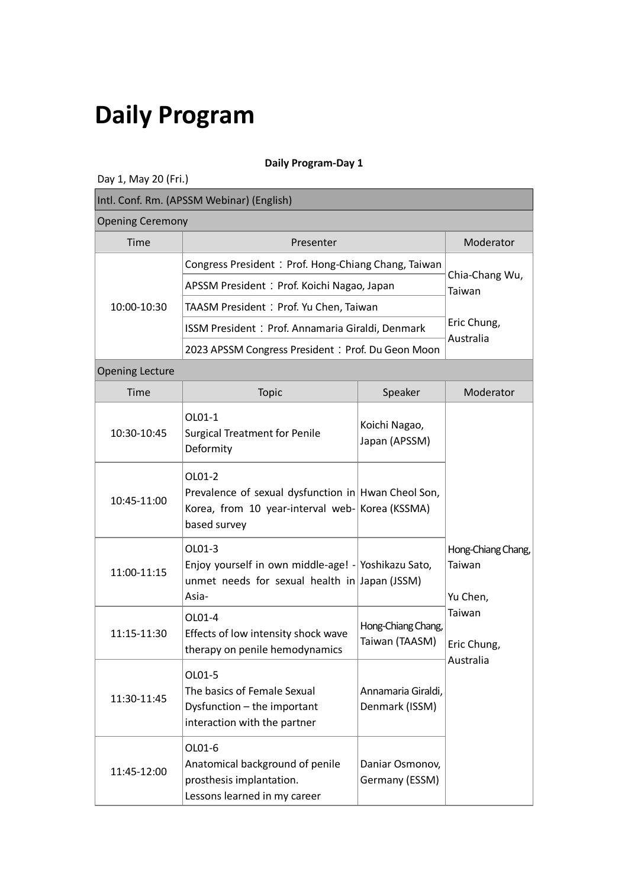# Daily Program

**Daily Program-Day 1**

Day 1, May 20 (Fri.)

| Intl. Conf. Rm. (APSSM Webinar) (English) | | | |
|---|---|---|---|
| Opening Ceremony | | | |
| Time | Presenter | | Moderator |
| 10:00-10:30 | Congress President：Prof. Hong-Chiang Chang, Taiwan | | Chia-Chang Wu, Taiwan<br><br>Eric Chung, Australia |
| | APSSM President：Prof. Koichi Nagao, Japan | | |
| | TAASM President：Prof. Yu Chen, Taiwan | | |
| | ISSM President：Prof. Annamaria Giraldi, Denmark | | |
| | 2023 APSSM Congress President：Prof. Du Geon Moon | | |
| Opening Lecture | | | |
| Time | Topic | Speaker | Moderator |
| 10:30-10:45 | OL01-1<br>Surgical Treatment for Penile Deformity | Koichi Nagao, Japan (APSSM) | Hong-Chiang Chang, Taiwan<br><br>Yu Chen, Taiwan<br><br>Eric Chung, Australia |
| 10:45-11:00 | OL01-2<br>Prevalence of sexual dysfunction in Korea, from 10 year-interval web-based survey | Hwan Cheol Son, Korea (KSSMA) | |
| 11:00-11:15 | OL01-3<br>Enjoy yourself in own middle-age! -unmet needs for sexual health in Asia- | Yoshikazu Sato, Japan (JSSM) | |
| 11:15-11:30 | OL01-4<br>Effects of low intensity shock wave therapy on penile hemodynamics | Hong-Chiang Chang, Taiwan (TAASM) | |
| 11:30-11:45 | OL01-5<br>The basics of Female Sexual Dysfunction – the important interaction with the partner | Annamaria Giraldi, Denmark (ISSM) | |
| 11:45-12:00 | OL01-6<br>Anatomical background of penile prosthesis implantation.<br>Lessons learned in my career | Daniar Osmonov, Germany (ESSM) | |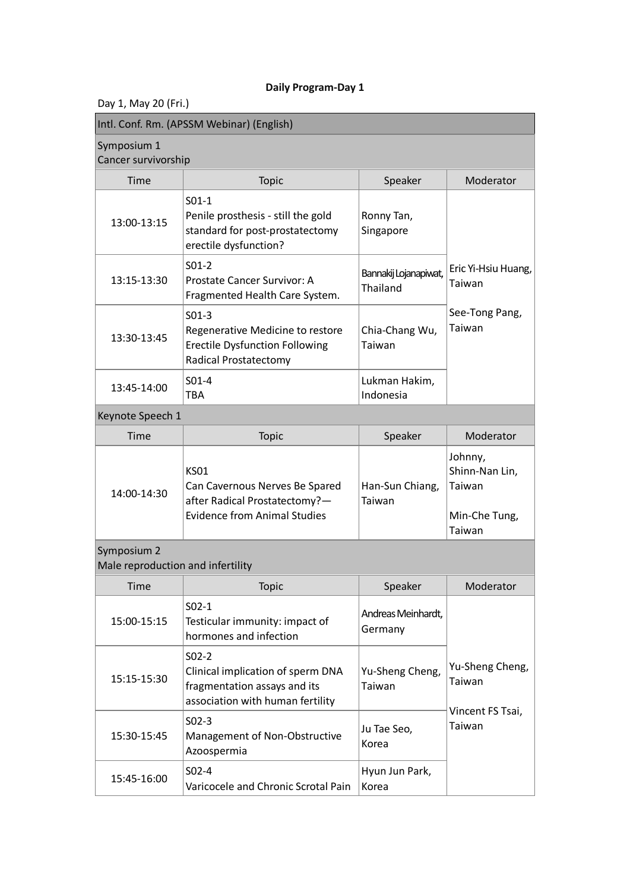# Daily Program-Day 1

Day 1, May 20 (Fri.)

**Intl. Conf. Rm. (APSSM Webinar) (English)**

**Symposium 1**
**Cancer survivorship**

| Time | Topic | Speaker | Moderator |
| --- | --- | --- | --- |
| 13:00-13:15 | S01-1<br>Penile prosthesis - still the gold standard for post-prostatectomy erectile dysfunction? | Ronny Tan, Singapore | Eric Yi-Hsiu Huang, Taiwan<br><br>See-Tong Pang, Taiwan |
| 13:15-13:30 | S01-2<br>Prostate Cancer Survivor: A Fragmented Health Care System. | Bannakij Lojanapiwat, Thailand | |
| 13:30-13:45 | S01-3<br>Regenerative Medicine to restore Erectile Dysfunction Following Radical Prostatectomy | Chia-Chang Wu, Taiwan | |
| 13:45-14:00 | S01-4<br>TBA | Lukman Hakim, Indonesia | |

**Keynote Speech 1**

| Time | Topic | Speaker | Moderator |
| --- | --- | --- | --- |
| 14:00-14:30 | KS01<br>Can Cavernous Nerves Be Spared after Radical Prostatectomy?—Evidence from Animal Studies | Han-Sun Chiang, Taiwan | Johnny, Shinn-Nan Lin, Taiwan<br><br>Min-Che Tung, Taiwan |

**Symposium 2**
**Male reproduction and infertility**

| Time | Topic | Speaker | Moderator |
| --- | --- | --- | --- |
| 15:00-15:15 | S02-1<br>Testicular immunity: impact of hormones and infection | Andreas Meinhardt, Germany | Yu-Sheng Cheng, Taiwan<br><br>Vincent FS Tsai, Taiwan |
| 15:15-15:30 | S02-2<br>Clinical implication of sperm DNA fragmentation assays and its association with human fertility | Yu-Sheng Cheng, Taiwan | |
| 15:30-15:45 | S02-3<br>Management of Non-Obstructive Azoospermia | Ju Tae Seo, Korea | |
| 15:45-16:00 | S02-4<br>Varicocele and Chronic Scrotal Pain | Hyun Jun Park, Korea | |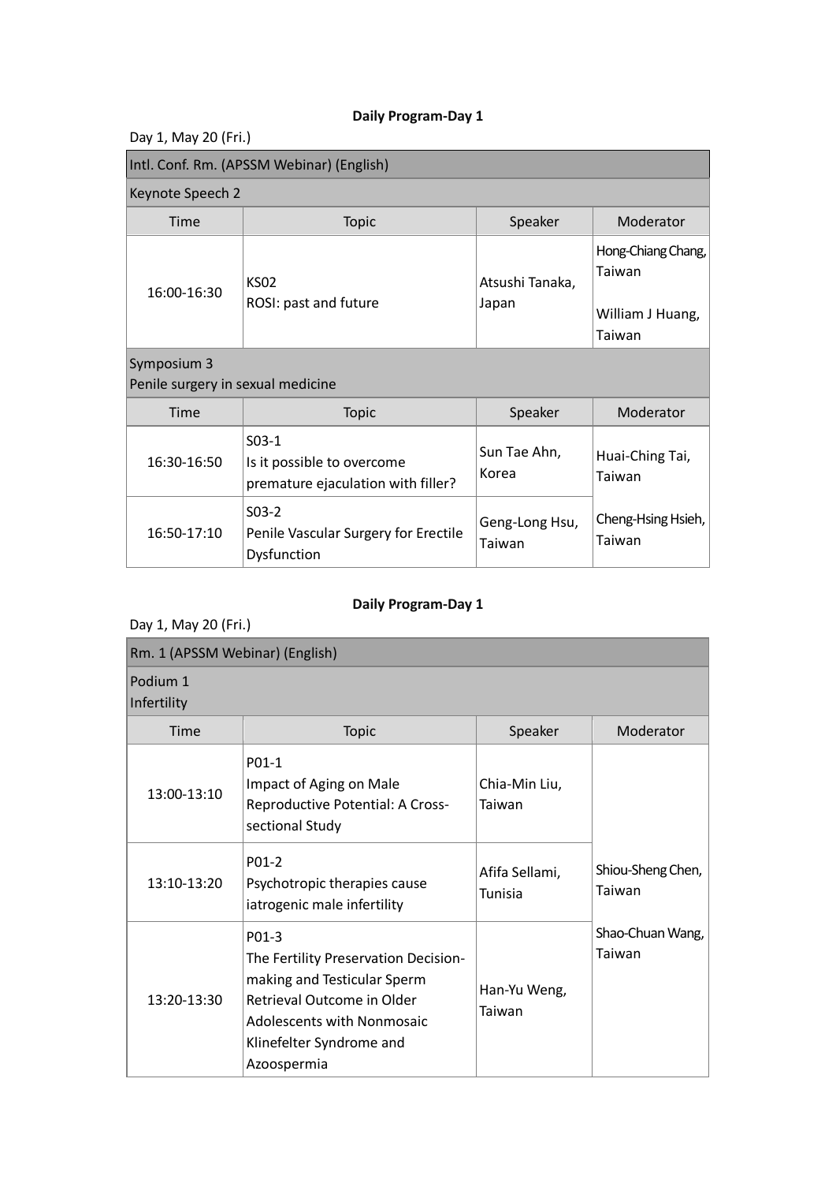**Daily Program-Day 1**

Day 1, May 20 (Fri.)

| Intl. Conf. Rm. (APSSM Webinar) (English) | | | |
|---|---|---|---|
| Keynote Speech 2 | | | |
| Time | Topic | Speaker | Moderator |
| 16:00-16:30 | KS02<br>ROSI: past and future | Atsushi Tanaka, Japan | Hong-Chiang Chang, Taiwan<br><br>William J Huang, Taiwan |
| Symposium 3<br>Penile surgery in sexual medicine | | | |
| Time | Topic | Speaker | Moderator |
| 16:30-16:50 | S03-1<br>Is it possible to overcome premature ejaculation with filler? | Sun Tae Ahn, Korea | Huai-Ching Tai, Taiwan<br><br>Cheng-Hsing Hsieh, Taiwan |
| 16:50-17:10 | S03-2<br>Penile Vascular Surgery for Erectile Dysfunction | Geng-Long Hsu, Taiwan | |

**Daily Program-Day 1**

Day 1, May 20 (Fri.)

| Rm. 1 (APSSM Webinar) (English) | | | |
|---|---|---|---|
| Podium 1<br>Infertility | | | |
| Time | Topic | Speaker | Moderator |
| 13:00-13:10 | P01-1<br>Impact of Aging on Male Reproductive Potential: A Cross-sectional Study | Chia-Min Liu, Taiwan | Shiou-Sheng Chen, Taiwan<br><br>Shao-Chuan Wang, Taiwan |
| 13:10-13:20 | P01-2<br>Psychotropic therapies cause iatrogenic male infertility | Afifa Sellami, Tunisia | |
| 13:20-13:30 | P01-3<br>The Fertility Preservation Decision-making and Testicular Sperm Retrieval Outcome in Older Adolescents with Nonmosaic Klinefelter Syndrome and Azoospermia | Han-Yu Weng, Taiwan | |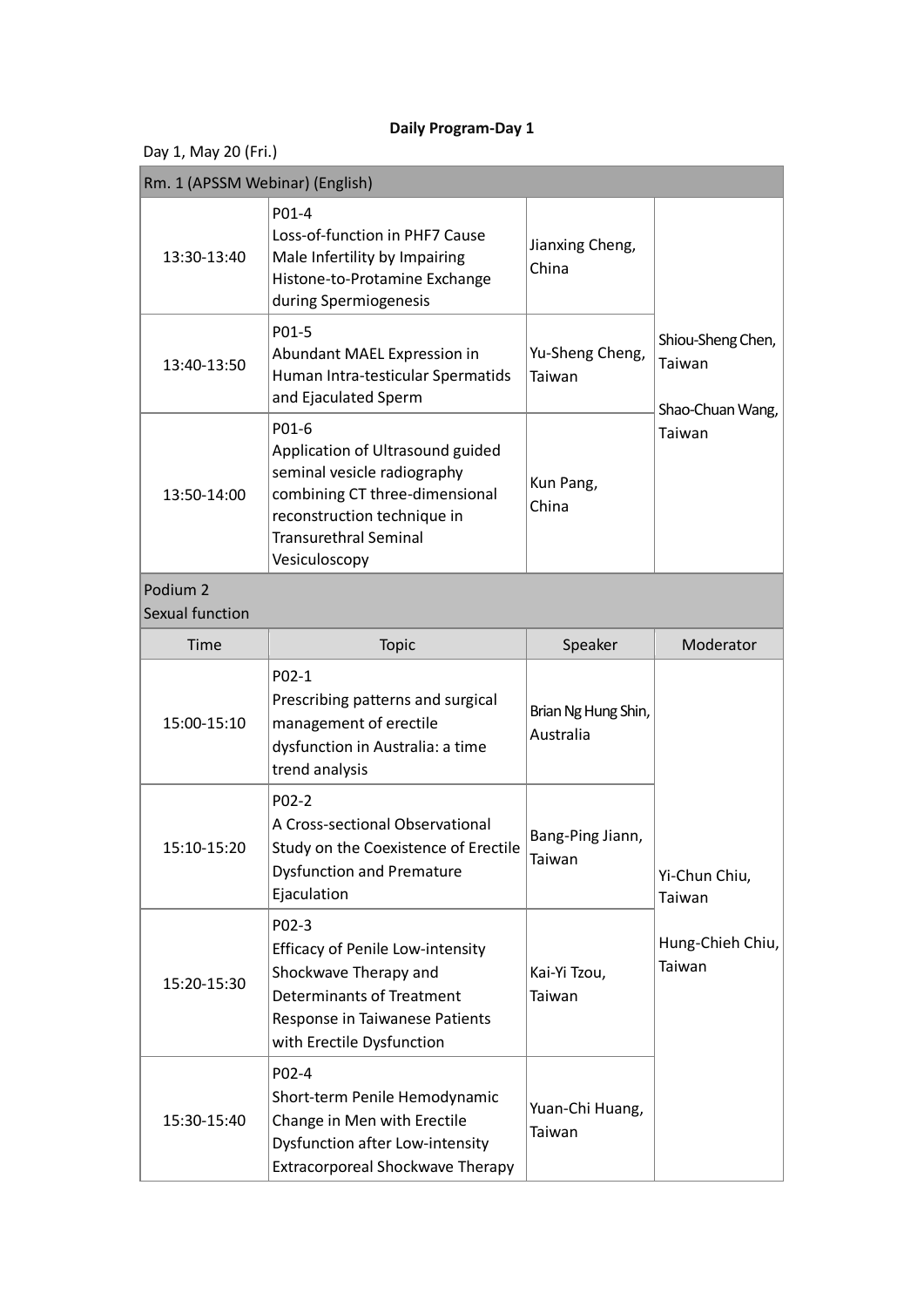**Daily Program-Day 1**

Day 1, May 20 (Fri.)

| Rm. 1 (APSSM Webinar) (English) | | | |
|---|---|---|---|
| 13:30-13:40 | P01-4<br>Loss-of-function in PHF7 Cause Male Infertility by Impairing Histone-to-Protamine Exchange during Spermiogenesis | Jianxing Cheng, China | Shiou-Sheng Chen, Taiwan<br><br>Shao-Chuan Wang, Taiwan |
| 13:40-13:50 | P01-5<br>Abundant MAEL Expression in Human Intra-testicular Spermatids and Ejaculated Sperm | Yu-Sheng Cheng, Taiwan | |
| 13:50-14:00 | P01-6<br>Application of Ultrasound guided seminal vesicle radiography combining CT three-dimensional reconstruction technique in Transurethral Seminal Vesiculoscopy | Kun Pang, China | |

**Podium 2**
**Sexual function**

| Time | Topic | Speaker | Moderator |
|---|---|---|---|
| 15:00-15:10 | P02-1<br>Prescribing patterns and surgical management of erectile dysfunction in Australia: a time trend analysis | Brian Ng Hung Shin, Australia | Yi-Chun Chiu, Taiwan<br><br>Hung-Chieh Chiu, Taiwan |
| 15:10-15:20 | P02-2<br>A Cross-sectional Observational Study on the Coexistence of Erectile Dysfunction and Premature Ejaculation | Bang-Ping Jiann, Taiwan | |
| 15:20-15:30 | P02-3<br>Efficacy of Penile Low-intensity Shockwave Therapy and Determinants of Treatment Response in Taiwanese Patients with Erectile Dysfunction | Kai-Yi Tzou, Taiwan | |
| 15:30-15:40 | P02-4<br>Short-term Penile Hemodynamic Change in Men with Erectile Dysfunction after Low-intensity Extracorporeal Shockwave Therapy | Yuan-Chi Huang, Taiwan | |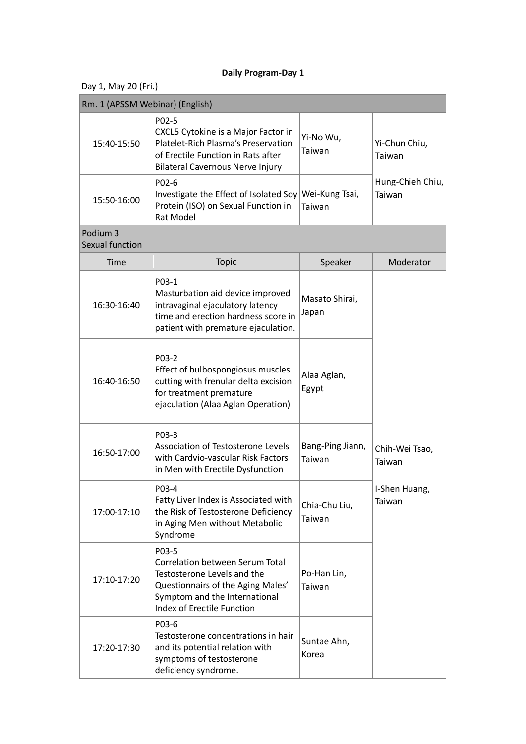**Daily Program-Day 1**

Day 1, May 20 (Fri.)

| Rm. 1 (APSSM Webinar) (English) | | | |
|---|---|---|---|
| 15:40-15:50 | P02-5<br>CXCL5 Cytokine is a Major Factor in Platelet-Rich Plasma's Preservation of Erectile Function in Rats after Bilateral Cavernous Nerve Injury | Yi-No Wu, Taiwan | Yi-Chun Chiu, Taiwan<br><br>Hung-Chieh Chiu, Taiwan |
| 15:50-16:00 | P02-6<br>Investigate the Effect of Isolated Soy Protein (ISO) on Sexual Function in Rat Model | Wei-Kung Tsai, Taiwan | |
| **Podium 3**<br>**Sexual function** | | | |
| Time | Topic | Speaker | Moderator |
| 16:30-16:40 | P03-1<br>Masturbation aid device improved intravaginal ejaculatory latency time and erection hardness score in patient with premature ejaculation. | Masato Shirai, Japan | Chih-Wei Tsao, Taiwan<br><br>I-Shen Huang, Taiwan |
| 16:40-16:50 | P03-2<br>Effect of bulbospongiosus muscles cutting with frenular delta excision for treatment premature ejaculation (Alaa Aglan Operation) | Alaa Aglan, Egypt | |
| 16:50-17:00 | P03-3<br>Association of Testosterone Levels with Cardvio-vascular Risk Factors in Men with Erectile Dysfunction | Bang-Ping Jiann, Taiwan | |
| 17:00-17:10 | P03-4<br>Fatty Liver Index is Associated with the Risk of Testosterone Deficiency in Aging Men without Metabolic Syndrome | Chia-Chu Liu, Taiwan | |
| 17:10-17:20 | P03-5<br>Correlation between Serum Total Testosterone Levels and the Questionnairs of the Aging Males' Symptom and the International Index of Erectile Function | Po-Han Lin, Taiwan | |
| 17:20-17:30 | P03-6<br>Testosterone concentrations in hair and its potential relation with symptoms of testosterone deficiency syndrome. | Suntae Ahn, Korea | |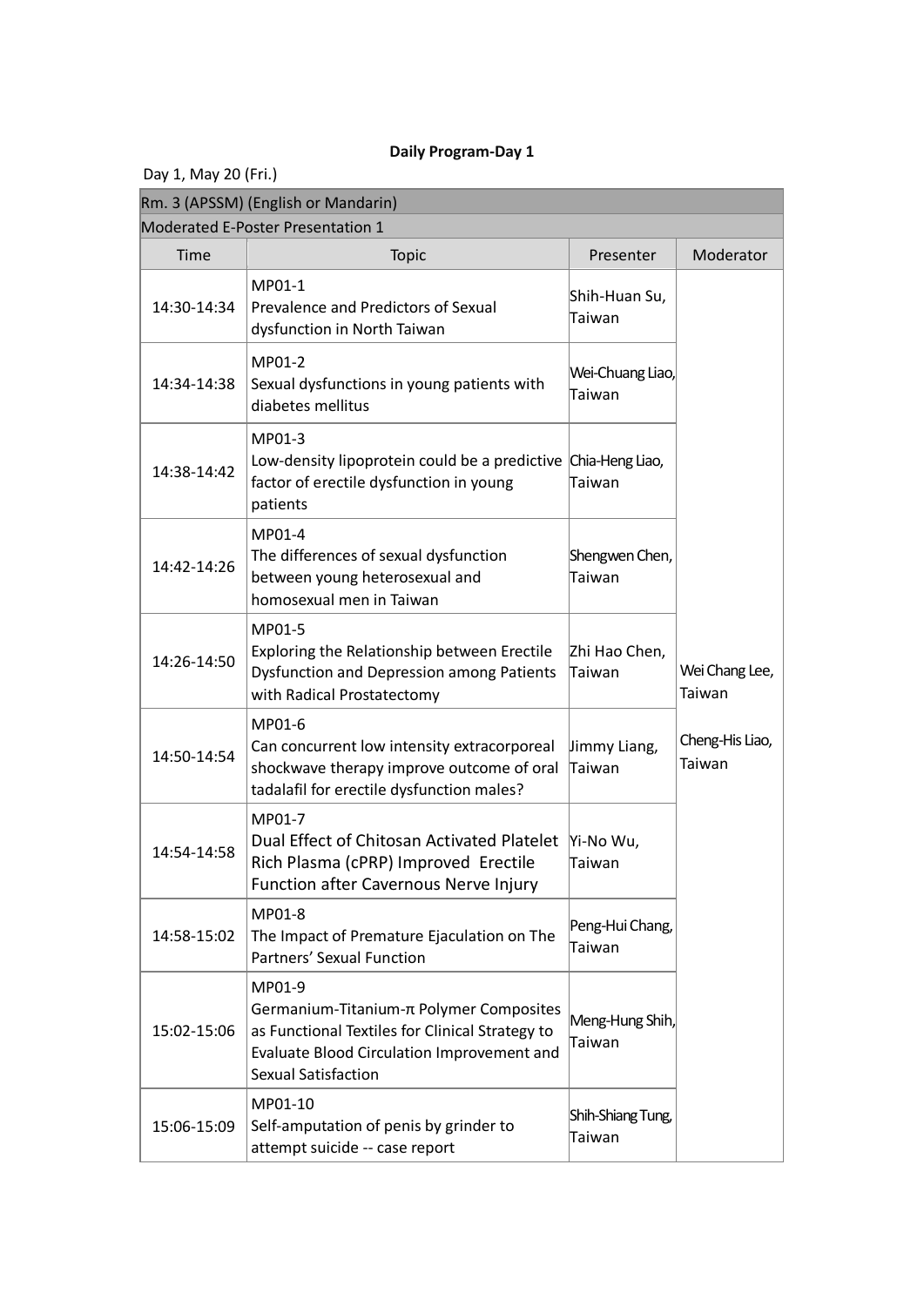**Daily Program-Day 1**

Day 1, May 20 (Fri.)

| Rm. 3 (APSSM) (English or Mandarin) | | | |
|---|---|---|---|
| Moderated E-Poster Presentation 1 | | | |
| Time | Topic | Presenter | Moderator |
| 14:30-14:34 | MP01-1<br>Prevalence and Predictors of Sexual dysfunction in North Taiwan | Shih-Huan Su, Taiwan | Wei Chang Lee, Taiwan<br><br>Cheng-His Liao, Taiwan |
| 14:34-14:38 | MP01-2<br>Sexual dysfunctions in young patients with diabetes mellitus | Wei-Chuang Liao, Taiwan | |
| 14:38-14:42 | MP01-3<br>Low-density lipoprotein could be a predictive factor of erectile dysfunction in young patients | Chia-Heng Liao, Taiwan | |
| 14:42-14:26 | MP01-4<br>The differences of sexual dysfunction between young heterosexual and homosexual men in Taiwan | Shengwen Chen, Taiwan | |
| 14:26-14:50 | MP01-5<br>Exploring the Relationship between Erectile Dysfunction and Depression among Patients with Radical Prostatectomy | Zhi Hao Chen, Taiwan | |
| 14:50-14:54 | MP01-6<br>Can concurrent low intensity extracorporeal shockwave therapy improve outcome of oral tadalafil for erectile dysfunction males? | Jimmy Liang, Taiwan | |
| 14:54-14:58 | MP01-7<br>Dual Effect of Chitosan Activated Platelet Rich Plasma (cPRP) Improved Erectile Function after Cavernous Nerve Injury | Yi-No Wu, Taiwan | |
| 14:58-15:02 | MP01-8<br>The Impact of Premature Ejaculation on The Partners' Sexual Function | Peng-Hui Chang, Taiwan | |
| 15:02-15:06 | MP01-9<br>Germanium-Titanium-π Polymer Composites as Functional Textiles for Clinical Strategy to Evaluate Blood Circulation Improvement and Sexual Satisfaction | Meng-Hung Shih, Taiwan | |
| 15:06-15:09 | MP01-10<br>Self-amputation of penis by grinder to attempt suicide -- case report | Shih-Shiang Tung, Taiwan | |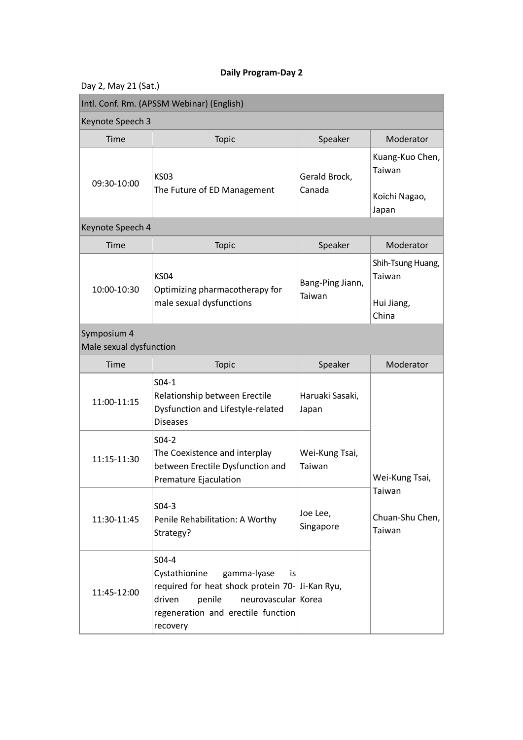**Daily Program-Day 2**

Day 2, May 21 (Sat.)

| Intl. Conf. Rm. (APSSM Webinar) (English) | | | |
|---|---|---|---|
| Keynote Speech 3 | | | |
| Time | Topic | Speaker | Moderator |
| 09:30-10:00 | KS03<br>The Future of ED Management | Gerald Brock, Canada | Kuang-Kuo Chen, Taiwan<br><br>Koichi Nagao, Japan |
| Keynote Speech 4 | | | |
| Time | Topic | Speaker | Moderator |
| 10:00-10:30 | KS04<br>Optimizing pharmacotherapy for male sexual dysfunctions | Bang-Ping Jiann, Taiwan | Shih-Tsung Huang, Taiwan<br><br>Hui Jiang, China |
| Symposium 4<br>Male sexual dysfunction | | | |
| Time | Topic | Speaker | Moderator |
| 11:00-11:15 | S04-1<br>Relationship between Erectile Dysfunction and Lifestyle-related Diseases | Haruaki Sasaki, Japan | Wei-Kung Tsai, Taiwan<br><br>Chuan-Shu Chen, Taiwan |
| 11:15-11:30 | S04-2<br>The Coexistence and interplay between Erectile Dysfunction and Premature Ejaculation | Wei-Kung Tsai, Taiwan | |
| 11:30-11:45 | S04-3<br>Penile Rehabilitation: A Worthy Strategy? | Joe Lee, Singapore | |
| 11:45-12:00 | S04-4<br>Cystathionine gamma-lyase is required for heat shock protein 70-driven penile neurovascular regeneration and erectile function recovery | Ji-Kan Ryu, Korea | |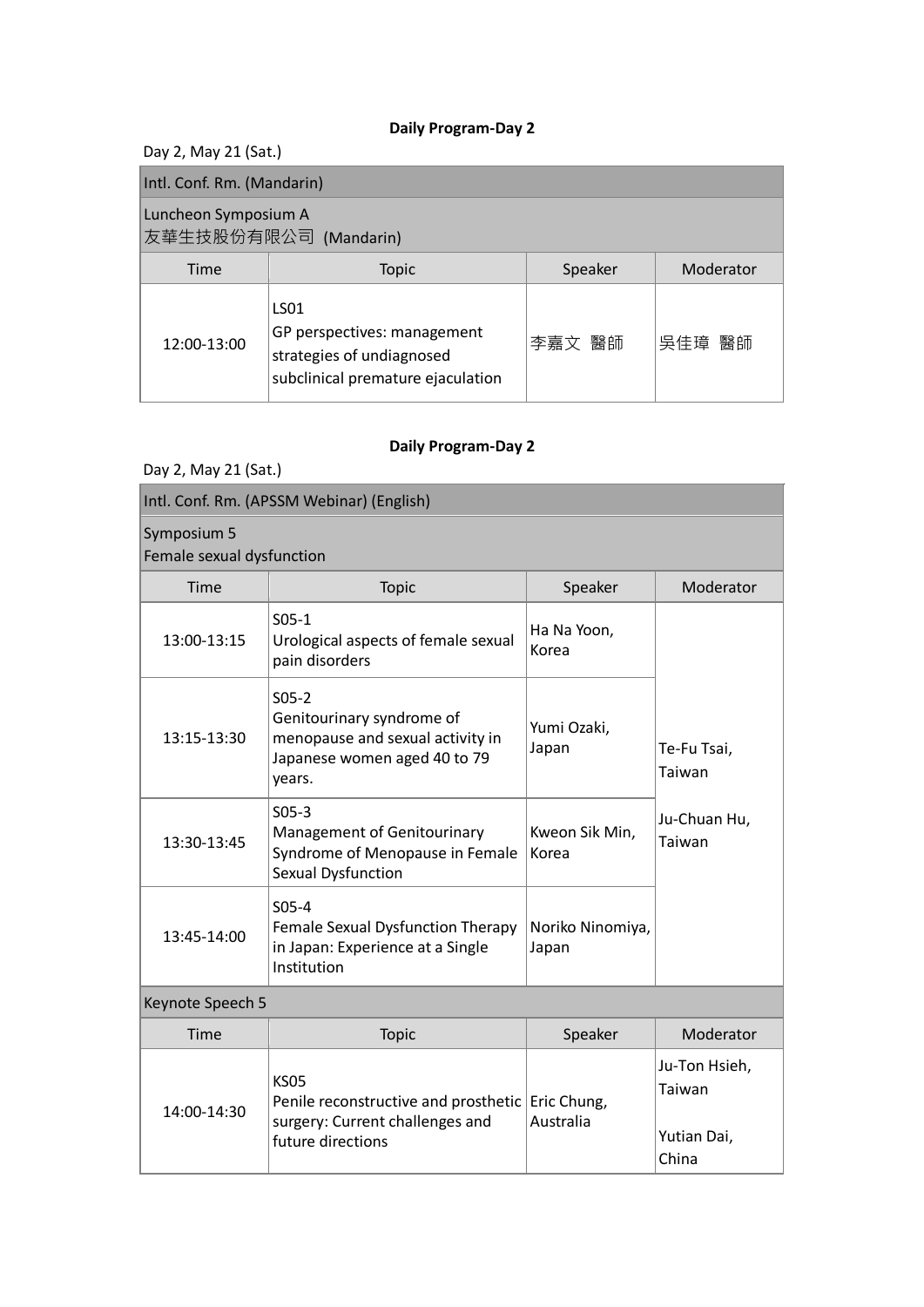**Daily Program-Day 2**

Day 2, May 21 (Sat.)

| Intl. Conf. Rm. (Mandarin) | | | |
|---|---|---|---|
| Luncheon Symposium A<br>友華生技股份有限公司 (Mandarin) | | | |
| Time | Topic | Speaker | Moderator |
| 12:00-13:00 | LS01<br>GP perspectives: management strategies of undiagnosed subclinical premature ejaculation | 李嘉文 醫師 | 吳佳璋 醫師 |

**Daily Program-Day 2**

Day 2, May 21 (Sat.)

| Intl. Conf. Rm. (APSSM Webinar) (English) | | | |
|---|---|---|---|
| Symposium 5<br>Female sexual dysfunction | | | |
| Time | Topic | Speaker | Moderator |
| 13:00-13:15 | S05-1<br>Urological aspects of female sexual pain disorders | Ha Na Yoon, Korea | Te-Fu Tsai, Taiwan<br><br>Ju-Chuan Hu, Taiwan |
| 13:15-13:30 | S05-2<br>Genitourinary syndrome of menopause and sexual activity in Japanese women aged 40 to 79 years. | Yumi Ozaki, Japan | |
| 13:30-13:45 | S05-3<br>Management of Genitourinary Syndrome of Menopause in Female Sexual Dysfunction | Kweon Sik Min, Korea | |
| 13:45-14:00 | S05-4<br>Female Sexual Dysfunction Therapy in Japan: Experience at a Single Institution | Noriko Ninomiya, Japan | |
| Keynote Speech 5 | | | |
| Time | Topic | Speaker | Moderator |
| 14:00-14:30 | KS05<br>Penile reconstructive and prosthetic surgery: Current challenges and future directions | Eric Chung, Australia | Ju-Ton Hsieh, Taiwan<br><br>Yutian Dai, China |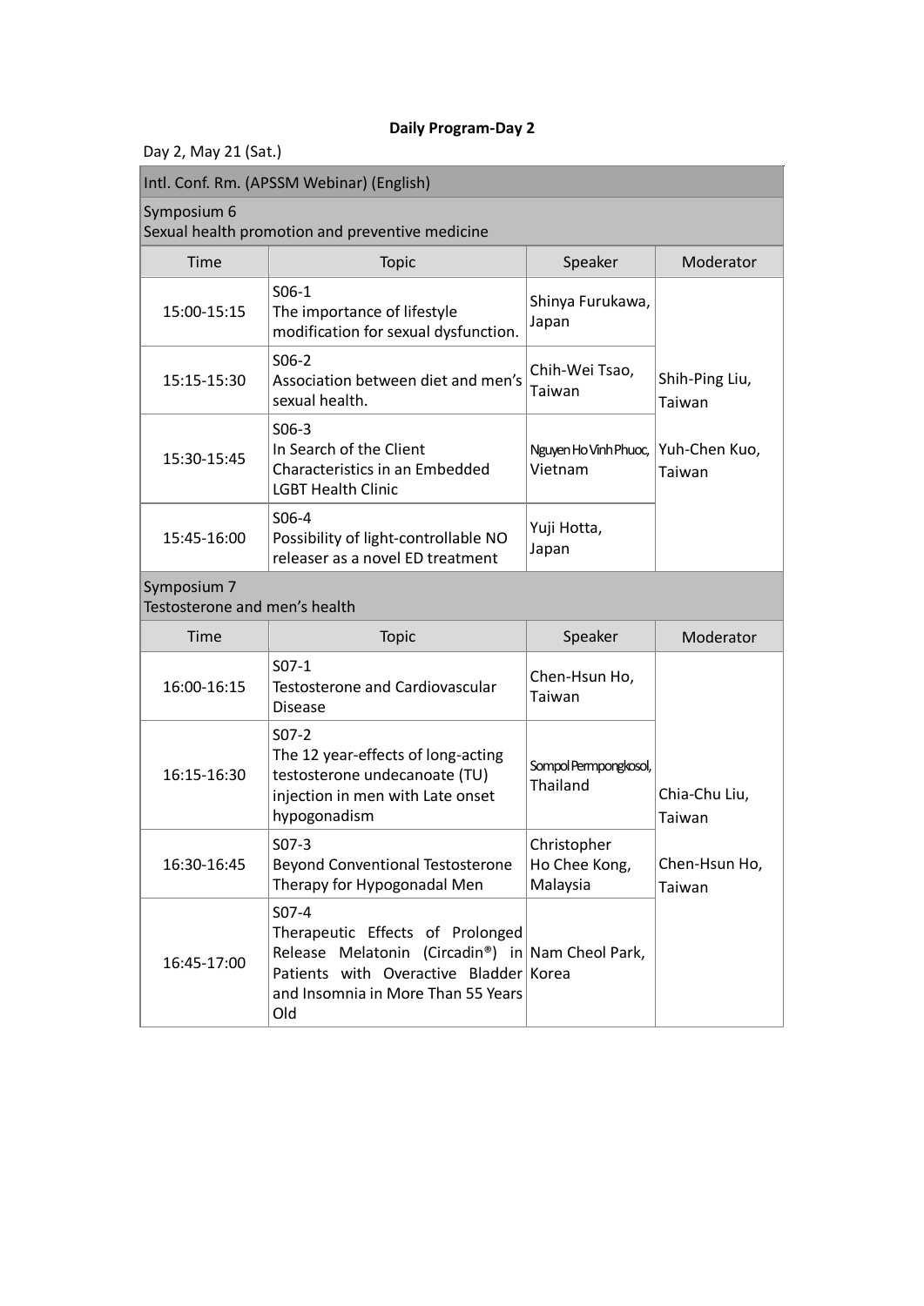**Daily Program-Day 2**

Day 2, May 21 (Sat.)

| Intl. Conf. Rm. (APSSM Webinar) (English) | | | |
|---|---|---|---|
| Symposium 6<br>Sexual health promotion and preventive medicine | | | |
| Time | Topic | Speaker | Moderator |
| 15:00-15:15 | S06-1<br>The importance of lifestyle modification for sexual dysfunction. | Shinya Furukawa, Japan | Shih-Ping Liu, Taiwan<br><br>Yuh-Chen Kuo, Taiwan |
| 15:15-15:30 | S06-2<br>Association between diet and men's sexual health. | Chih-Wei Tsao, Taiwan | |
| 15:30-15:45 | S06-3<br>In Search of the Client Characteristics in an Embedded LGBT Health Clinic | Nguyen Ho Vinh Phuoc, Vietnam | |
| 15:45-16:00 | S06-4<br>Possibility of light-controllable NO releaser as a novel ED treatment | Yuji Hotta, Japan | |
| Symposium 7<br>Testosterone and men's health | | | |
| Time | Topic | Speaker | Moderator |
| 16:00-16:15 | S07-1<br>Testosterone and Cardiovascular Disease | Chen-Hsun Ho, Taiwan | Chia-Chu Liu, Taiwan<br><br>Chen-Hsun Ho, Taiwan |
| 16:15-16:30 | S07-2<br>The 12 year-effects of long-acting testosterone undecanoate (TU) injection in men with Late onset hypogonadism | Sompol Permpongkosol, Thailand | |
| 16:30-16:45 | S07-3<br>Beyond Conventional Testosterone Therapy for Hypogonadal Men | Christopher Ho Chee Kong, Malaysia | |
| 16:45-17:00 | S07-4<br>Therapeutic Effects of Prolonged Release Melatonin (Circadin®) in Patients with Overactive Bladder and Insomnia in More Than 55 Years Old | Nam Cheol Park, Korea | |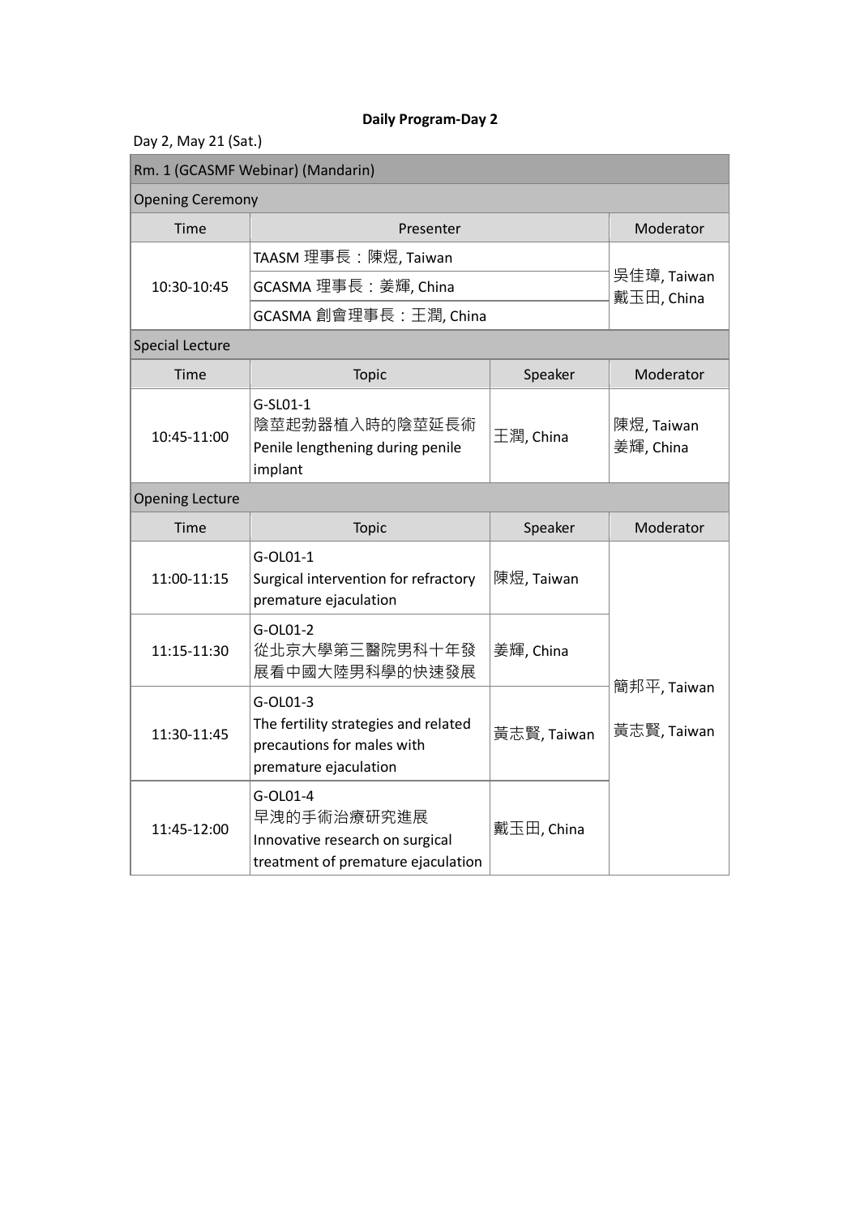**Daily Program-Day 2**

Day 2, May 21 (Sat.)

| Rm. 1 (GCASMF Webinar) (Mandarin) | | | |
|---|---|---|---|
| **Opening Ceremony** | | | |
| Time | Presenter | | Moderator |
| 10:30-10:45 | TAASM 理事長：陳煜, Taiwan | | 吳佳璋, Taiwan<br>戴玉田, China |
| | GCASMA 理事長：姜輝, China | | |
| | GCASMA 創會理事長：王潤, China | | |
| **Special Lecture** | | | |
| Time | Topic | Speaker | Moderator |
| 10:45-11:00 | G-SL01-1<br>陰莖起勃器植入時的陰莖延長術<br>Penile lengthening during penile implant | 王潤, China | 陳煜, Taiwan<br>姜輝, China |
| **Opening Lecture** | | | |
| Time | Topic | Speaker | Moderator |
| 11:00-11:15 | G-OL01-1<br>Surgical intervention for refractory premature ejaculation | 陳煜, Taiwan | 簡邦平, Taiwan<br>黃志賢, Taiwan |
| 11:15-11:30 | G-OL01-2<br>從北京大學第三醫院男科十年發展看中國大陸男科學的快速發展 | 姜輝, China | |
| 11:30-11:45 | G-OL01-3<br>The fertility strategies and related precautions for males with premature ejaculation | 黃志賢, Taiwan | |
| 11:45-12:00 | G-OL01-4<br>早洩的手術治療研究進展<br>Innovative research on surgical treatment of premature ejaculation | 戴玉田, China | |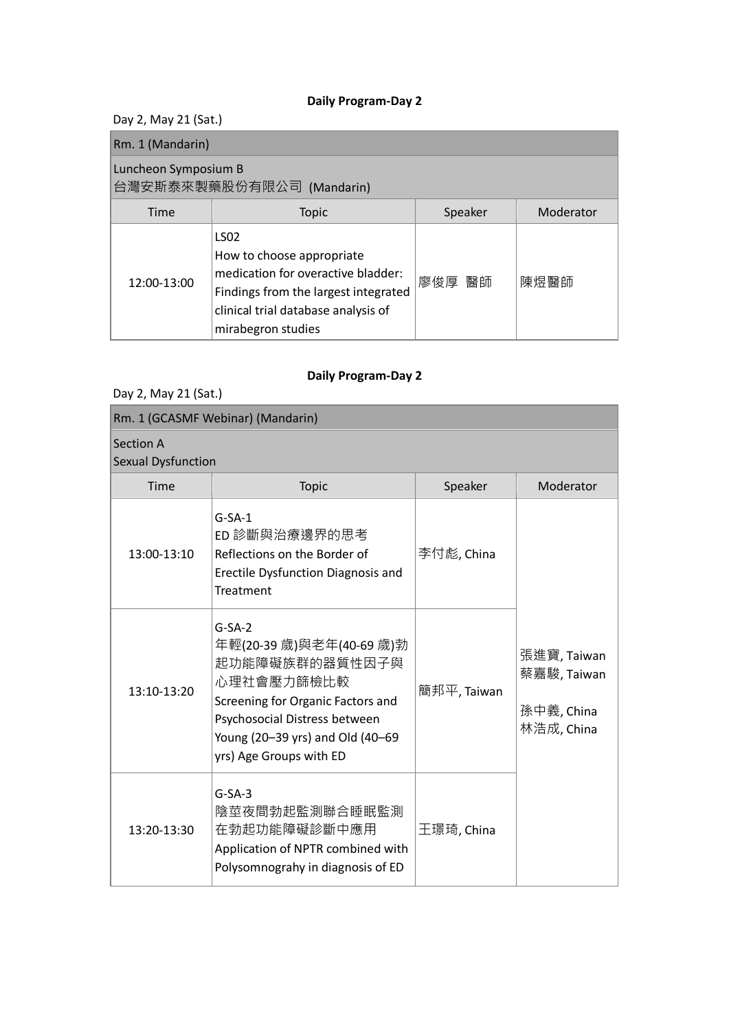**Daily Program-Day 2**

Day 2, May 21 (Sat.)

| Rm. 1 (Mandarin) | | | |
|---|---|---|---|
| Luncheon Symposium B<br>台灣安斯泰來製藥股份有限公司 (Mandarin) | | | |
| Time | Topic | Speaker | Moderator |
| 12:00-13:00 | LS02<br>How to choose appropriate medication for overactive bladder: Findings from the largest integrated clinical trial database analysis of mirabegron studies | 廖俊厚 醫師 | 陳煜醫師 |

**Daily Program-Day 2**

Day 2, May 21 (Sat.)

| Rm. 1 (GCASMF Webinar) (Mandarin) | | | |
|---|---|---|---|
| Section A<br>Sexual Dysfunction | | | |
| Time | Topic | Speaker | Moderator |
| 13:00-13:10 | G-SA-1<br>ED 診斷與治療邊界的思考<br>Reflections on the Border of Erectile Dysfunction Diagnosis and Treatment | 李付彪, China | 張進寶, Taiwan<br>蔡嘉駿, Taiwan<br><br>孫中義, China<br>林浩成, China |
| 13:10-13:20 | G-SA-2<br>年輕(20-39 歲)與老年(40-69 歲)勃起功能障礙族群的器質性因子與心理社會壓力篩檢比較<br>Screening for Organic Factors and Psychosocial Distress between Young (20–39 yrs) and Old (40–69 yrs) Age Groups with ED | 簡邦平, Taiwan | |
| 13:20-13:30 | G-SA-3<br>陰莖夜間勃起監測聯合睡眠監測在勃起功能障礙診斷中應用<br>Application of NPTR combined with Polysomnograhy in diagnosis of ED | 王璟琦, China | |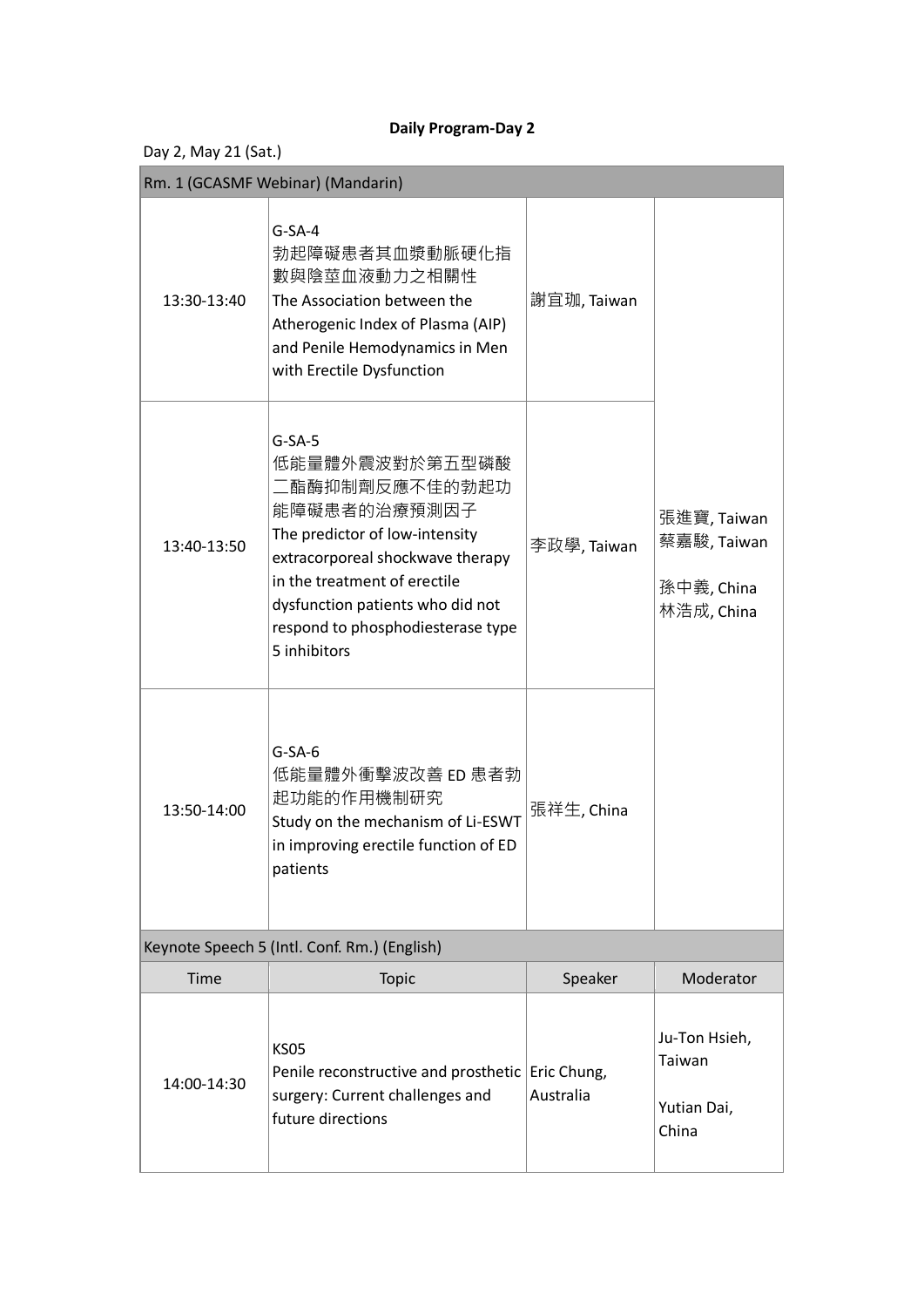**Daily Program-Day 2**

Day 2, May 21 (Sat.)

| Rm. 1 (GCASMF Webinar) (Mandarin) | | | |
|---|---|---|---|
| 13:30-13:40 | G-SA-4<br>勃起障礙患者其血漿動脈硬化指數與陰莖血液動力之相關性<br>The Association between the Atherogenic Index of Plasma (AIP) and Penile Hemodynamics in Men with Erectile Dysfunction | 謝宜珈, Taiwan | 張進寶, Taiwan<br>蔡嘉駿, Taiwan<br>孫中義, China<br>林浩成, China |
| 13:40-13:50 | G-SA-5<br>低能量體外震波對於第五型磷酸二酯酶抑制劑反應不佳的勃起功能障礙患者的治療預測因子<br>The predictor of low-intensity extracorporeal shockwave therapy in the treatment of erectile dysfunction patients who did not respond to phosphodiesterase type 5 inhibitors | 李政學, Taiwan | |
| 13:50-14:00 | G-SA-6<br>低能量體外衝擊波改善 ED 患者勃起功能的作用機制研究<br>Study on the mechanism of Li-ESWT in improving erectile function of ED patients | 張祥生, China | |

| Keynote Speech 5 (Intl. Conf. Rm.) (English) | | | |
|---|---|---|---|
| **Time** | **Topic** | **Speaker** | **Moderator** |
| 14:00-14:30 | KS05<br>Penile reconstructive and prosthetic surgery: Current challenges and future directions | Eric Chung, Australia | Ju-Ton Hsieh, Taiwan<br>Yutian Dai, China |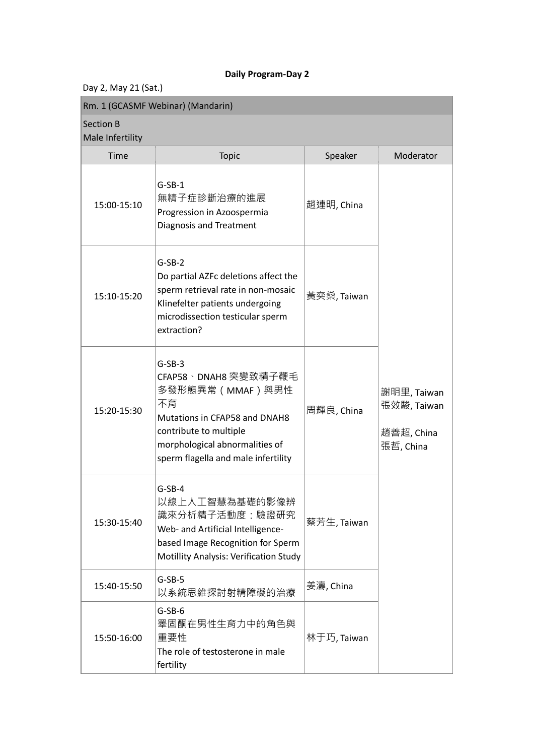**Daily Program-Day 2**

Day 2, May 21 (Sat.)

| Rm. 1 (GCASMF Webinar) (Mandarin) | | | |
|---|---|---|---|
| Section B<br>Male Infertility | | | |
| Time | Topic | Speaker | Moderator |
| 15:00-15:10 | G-SB-1<br>無精子症診斷治療的進展<br>Progression in Azoospermia Diagnosis and Treatment | 趙連明, China | 謝明里, Taiwan<br>張效駿, Taiwan<br><br>趙善超, China<br>張哲, China |
| 15:10-15:20 | G-SB-2<br>Do partial AZFc deletions affect the sperm retrieval rate in non-mosaic Klinefelter patients undergoing microdissection testicular sperm extraction? | 黃奕燊, Taiwan | |
| 15:20-15:30 | G-SB-3<br>CFAP58、DNAH8 突變致精子鞭毛多發形態異常（MMAF）與男性不育<br>Mutations in CFAP58 and DNAH8 contribute to multiple morphological abnormalities of sperm flagella and male infertility | 周輝良, China | |
| 15:30-15:40 | G-SB-4<br>以線上人工智慧為基礎的影像辨識來分析精子活動度：驗證研究<br>Web- and Artificial Intelligence-based Image Recognition for Sperm Motillity Analysis: Verification Study | 蔡芳生, Taiwan | |
| 15:40-15:50 | G-SB-5<br>以系統思維探討射精障礙的治療 | 姜濤, China | |
| 15:50-16:00 | G-SB-6<br>睪固酮在男性生育力中的角色與重要性<br>The role of testosterone in male fertility | 林于巧, Taiwan | |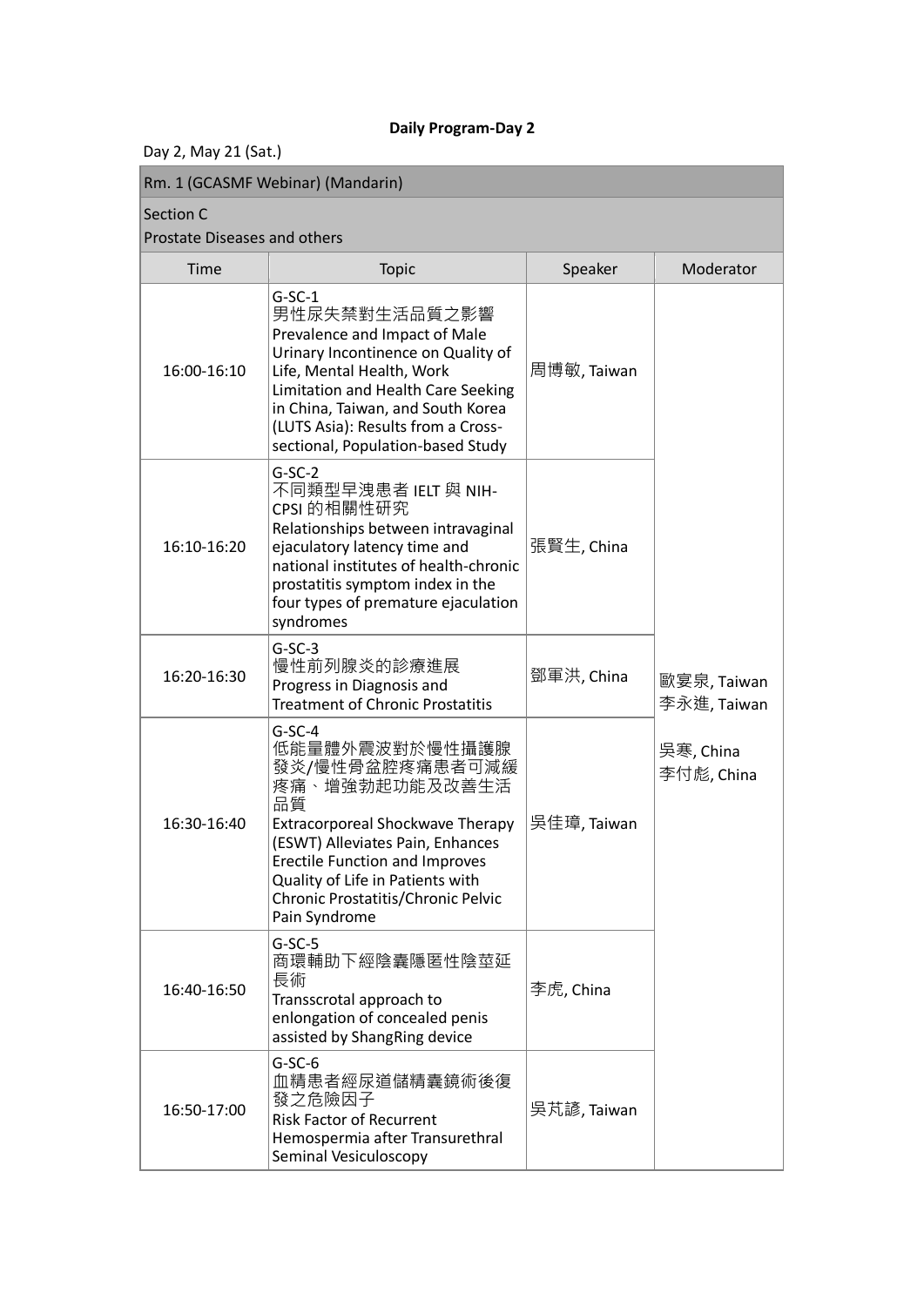**Daily Program-Day 2**

Day 2, May 21 (Sat.)

| Rm. 1 (GCASMF Webinar) (Mandarin) | | | |
|---|---|---|---|
| Section C<br>Prostate Diseases and others | | | |
| Time | Topic | Speaker | Moderator |
| 16:00-16:10 | G-SC-1<br>男性尿失禁對生活品質之影響<br>Prevalence and Impact of Male Urinary Incontinence on Quality of Life, Mental Health, Work Limitation and Health Care Seeking in China, Taiwan, and South Korea (LUTS Asia): Results from a Cross-sectional, Population-based Study | 周博敏, Taiwan | 歐宴泉, Taiwan<br>李永進, Taiwan<br><br>吳寒, China<br>李付彪, China |
| 16:10-16:20 | G-SC-2<br>不同類型早洩患者 IELT 與 NIH-CPSI 的相關性研究<br>Relationships between intravaginal ejaculatory latency time and national institutes of health-chronic prostatitis symptom index in the four types of premature ejaculation syndromes | 張賢生, China | |
| 16:20-16:30 | G-SC-3<br>慢性前列腺炎的診療進展<br>Progress in Diagnosis and Treatment of Chronic Prostatitis | 鄧軍洪, China | |
| 16:30-16:40 | G-SC-4<br>低能量體外震波對於慢性攝護腺發炎/慢性骨盆腔疼痛患者可減緩疼痛、增強勃起功能及改善生活品質<br>Extracorporeal Shockwave Therapy (ESWT) Alleviates Pain, Enhances Erectile Function and Improves Quality of Life in Patients with Chronic Prostatitis/Chronic Pelvic Pain Syndrome | 吳佳璋, Taiwan | |
| 16:40-16:50 | G-SC-5<br>商環輔助下經陰囊隱匿性陰莖延長術<br>Transscrotal approach to enlongation of concealed penis assisted by ShangRing device | 李虎, China | |
| 16:50-17:00 | G-SC-6<br>血精患者經尿道儲精囊鏡術後復發之危險因子<br>Risk Factor of Recurrent Hemospermia after Transurethral Seminal Vesiculoscopy | 吳芃諺, Taiwan | |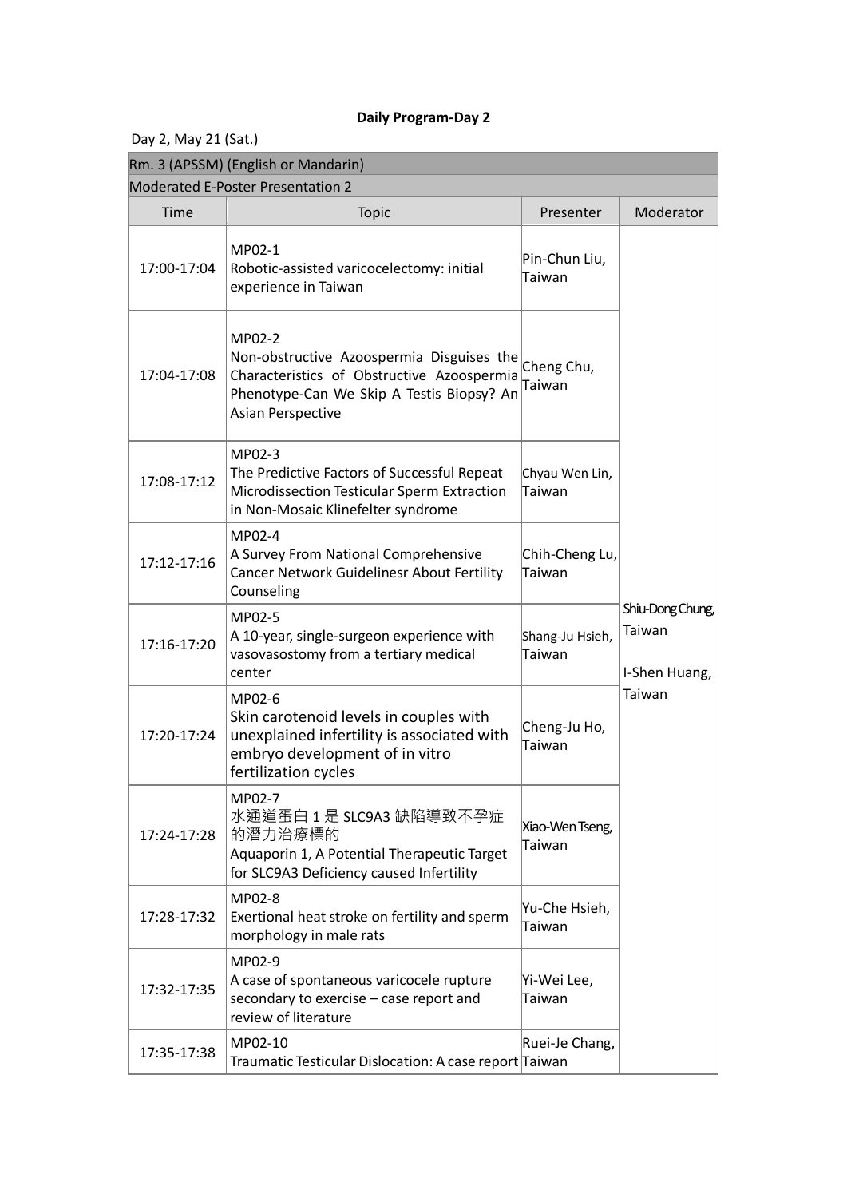**Daily Program-Day 2**

Day 2, May 21 (Sat.)

| Rm. 3 (APSSM) (English or Mandarin) | | | |
|---|---|---|---|
| Moderated E-Poster Presentation 2 | | | |
| Time | Topic | Presenter | Moderator |
| 17:00-17:04 | MP02-1<br>Robotic-assisted varicocelectomy: initial experience in Taiwan | Pin-Chun Liu, Taiwan | Shiu-Dong Chung, Taiwan<br><br>I-Shen Huang, Taiwan |
| 17:04-17:08 | MP02-2<br>Non-obstructive Azoospermia Disguises the Characteristics of Obstructive Azoospermia Phenotype-Can We Skip A Testis Biopsy? An Asian Perspective | Cheng Chu, Taiwan | |
| 17:08-17:12 | MP02-3<br>The Predictive Factors of Successful Repeat Microdissection Testicular Sperm Extraction in Non-Mosaic Klinefelter syndrome | Chyau Wen Lin, Taiwan | |
| 17:12-17:16 | MP02-4<br>A Survey From National Comprehensive Cancer Network Guidelinesr About Fertility Counseling | Chih-Cheng Lu, Taiwan | |
| 17:16-17:20 | MP02-5<br>A 10-year, single-surgeon experience with vasovasostomy from a tertiary medical center | Shang-Ju Hsieh, Taiwan | |
| 17:20-17:24 | MP02-6<br>Skin carotenoid levels in couples with unexplained infertility is associated with embryo development of in vitro fertilization cycles | Cheng-Ju Ho, Taiwan | |
| 17:24-17:28 | MP02-7<br>水通道蛋白 1 是 SLC9A3 缺陷導致不孕症的潛力治療標的<br>Aquaporin 1, A Potential Therapeutic Target for SLC9A3 Deficiency caused Infertility | Xiao-Wen Tseng, Taiwan | |
| 17:28-17:32 | MP02-8<br>Exertional heat stroke on fertility and sperm morphology in male rats | Yu-Che Hsieh, Taiwan | |
| 17:32-17:35 | MP02-9<br>A case of spontaneous varicocele rupture secondary to exercise – case report and review of literature | Yi-Wei Lee, Taiwan | |
| 17:35-17:38 | MP02-10<br>Traumatic Testicular Dislocation: A case report | Ruei-Je Chang, Taiwan | |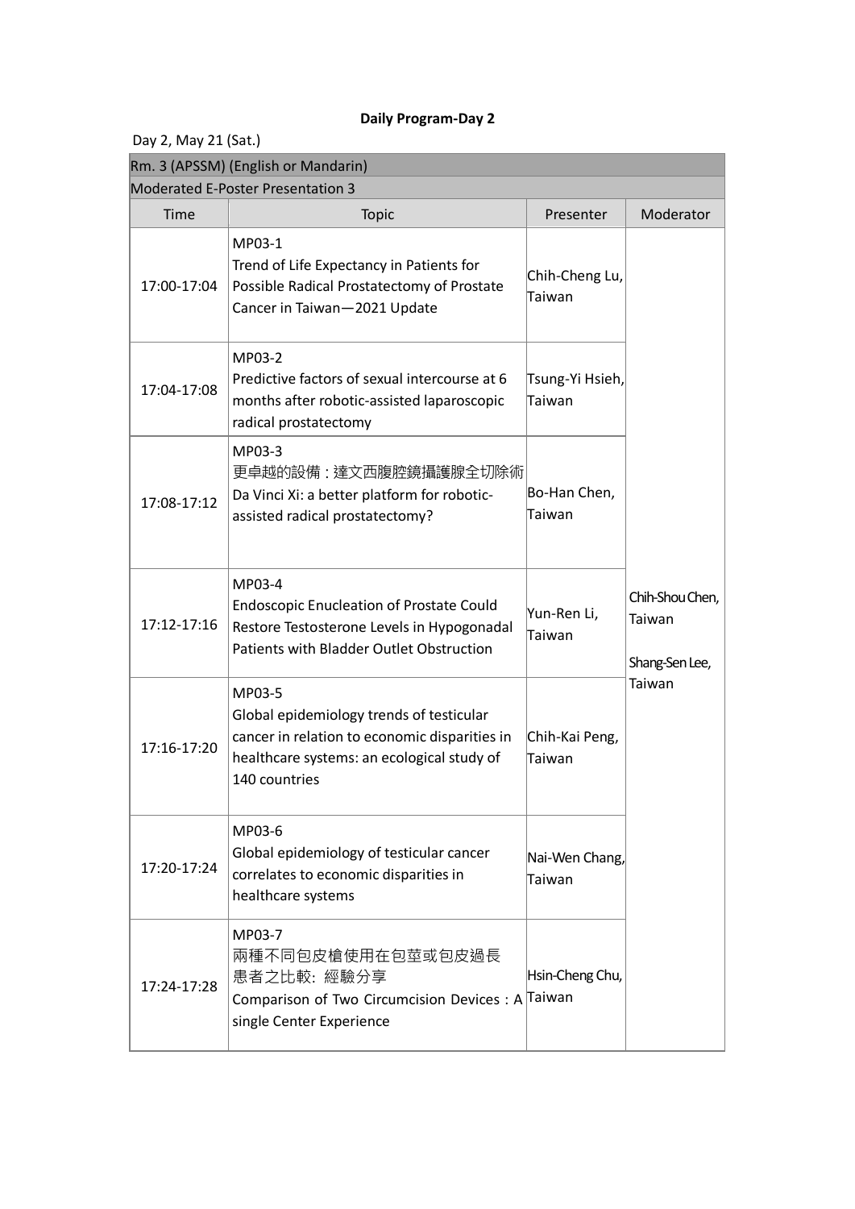**Daily Program-Day 2**

Day 2, May 21 (Sat.)

| Rm. 3 (APSSM) (English or Mandarin) | | | |
|---|---|---|---|
| Moderated E-Poster Presentation 3 | | | |
| Time | Topic | Presenter | Moderator |
| 17:00-17:04 | MP03-1<br>Trend of Life Expectancy in Patients for Possible Radical Prostatectomy of Prostate Cancer in Taiwan—2021 Update | Chih-Cheng Lu, Taiwan | Chih-Shou Chen, Taiwan<br><br>Shang-Sen Lee, Taiwan |
| 17:04-17:08 | MP03-2<br>Predictive factors of sexual intercourse at 6 months after robotic-assisted laparoscopic radical prostatectomy | Tsung-Yi Hsieh, Taiwan | |
| 17:08-17:12 | MP03-3<br>更卓越的設備：達文西腹腔鏡攝護腺全切除術<br>Da Vinci Xi: a better platform for robotic-assisted radical prostatectomy? | Bo-Han Chen, Taiwan | |
| 17:12-17:16 | MP03-4<br>Endoscopic Enucleation of Prostate Could Restore Testosterone Levels in Hypogonadal Patients with Bladder Outlet Obstruction | Yun-Ren Li, Taiwan | |
| 17:16-17:20 | MP03-5<br>Global epidemiology trends of testicular cancer in relation to economic disparities in healthcare systems: an ecological study of 140 countries | Chih-Kai Peng, Taiwan | |
| 17:20-17:24 | MP03-6<br>Global epidemiology of testicular cancer correlates to economic disparities in healthcare systems | Nai-Wen Chang, Taiwan | |
| 17:24-17:28 | MP03-7<br>兩種不同包皮槍使用在包莖或包皮過長患者之比較: 經驗分享<br>Comparison of Two Circumcision Devices : A single Center Experience | Hsin-Cheng Chu, Taiwan | |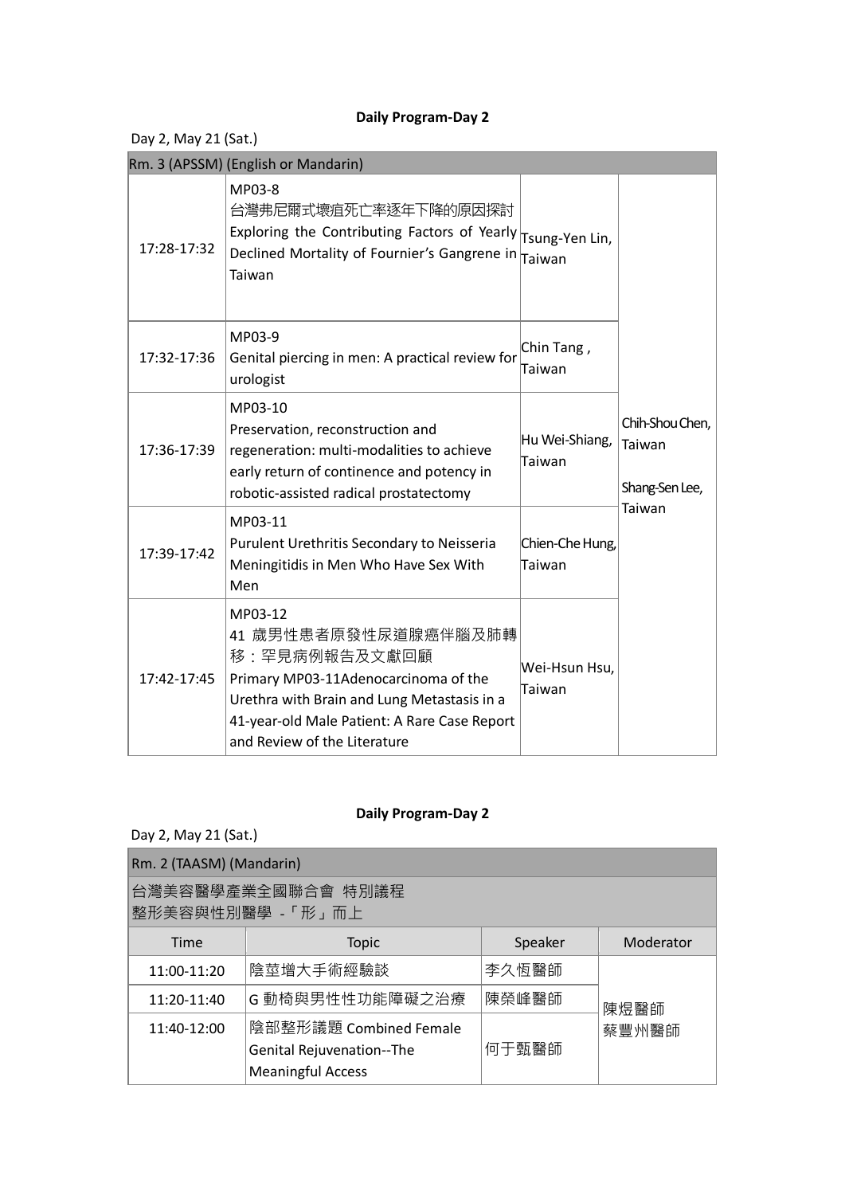**Daily Program-Day 2**

Day 2, May 21 (Sat.)

| Rm. 3 (APSSM) (English or Mandarin) | | | |
|---|---|---|---|
| 17:28-17:32 | MP03-8<br>台灣弗尼爾式壞疽死亡率逐年下降的原因探討<br>Exploring the Contributing Factors of Yearly Declined Mortality of Fournier's Gangrene in Taiwan | Tsung-Yen Lin, Taiwan | Chih-Shou Chen, Taiwan<br><br>Shang-Sen Lee, Taiwan |
| 17:32-17:36 | MP03-9<br>Genital piercing in men: A practical review for urologist | Chin Tang , Taiwan | |
| 17:36-17:39 | MP03-10<br>Preservation, reconstruction and regeneration: multi-modalities to achieve early return of continence and potency in robotic-assisted radical prostatectomy | Hu Wei-Shiang, Taiwan | |
| 17:39-17:42 | MP03-11<br>Purulent Urethritis Secondary to Neisseria Meningitidis in Men Who Have Sex With Men | Chien-Che Hung, Taiwan | |
| 17:42-17:45 | MP03-12<br>41 歲男性患者原發性尿道腺癌伴腦及肺轉移：罕見病例報告及文獻回顧<br>Primary MP03-11Adenocarcinoma of the Urethra with Brain and Lung Metastasis in a 41-year-old Male Patient: A Rare Case Report and Review of the Literature | Wei-Hsun Hsu, Taiwan | |

**Daily Program-Day 2**

Day 2, May 21 (Sat.)

| Rm. 2 (TAASM) (Mandarin) | | | |
|---|---|---|---|
| 台灣美容醫學產業全國聯合會 特別議程<br>整形美容與性別醫學 -「形」而上 | | | |
| Time | Topic | Speaker | Moderator |
| 11:00-11:20 | 陰莖增大手術經驗談 | 李久恆醫師 | 陳煜醫師<br>蔡豐州醫師 |
| 11:20-11:40 | G 動椅與男性性功能障礙之治療 | 陳榮峰醫師 | |
| 11:40-12:00 | 陰部整形議題 Combined Female Genital Rejuvenation--The Meaningful Access | 何于甄醫師 | |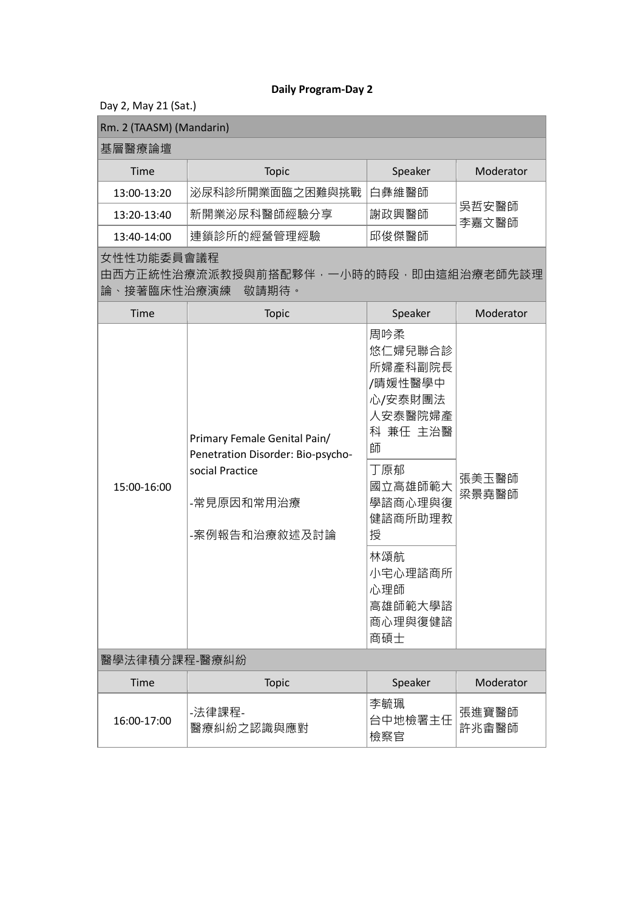**Daily Program-Day 2**

Day 2, May 21 (Sat.)

| Rm. 2 (TAASM) (Mandarin) | | | |
|---|---|---|---|
| 基層醫療論壇 | | | |
| Time | Topic | Speaker | Moderator |
| 13:00-13:20 | 泌尿科診所開業面臨之困難與挑戰 | 白彝維醫師 | 吳哲安醫師<br>李嘉文醫師 |
| 13:20-13:40 | 新開業泌尿科醫師經驗分享 | 謝政興醫師 | |
| 13:40-14:00 | 連鎖診所的經營管理經驗 | 邱俊傑醫師 | |
| 女性性功能委員會議程<br>由西方正統性治療流派教授與前搭配夥伴，一小時的時段，即由這組治療老師先談理論、接著臨床性治療演練　敬請期待。 | | | |
| Time | Topic | Speaker | Moderator |
| 15:00-16:00 | Primary Female Genital Pain/ Penetration Disorder: Bio-psycho-social Practice<br><br>-常見原因和常用治療<br><br>-案例報告和治療敘述及討論 | 周吟柔<br>悠仁婦兒聯合診所婦產科副院長/晴媛性醫學中心/安泰財團法人安泰醫院婦產科 兼任 主治醫師 | 張美玉醫師<br>梁景堯醫師 |
| | | 丁原郁<br>國立高雄師範大學諮商心理與復健諮商所助理教授 | |
| | | 林頌航<br>小宅心理諮商所心理師<br>高雄師範大學諮商心理與復健諮商碩士 | |
| 醫學法律積分課程-醫療糾紛 | | | |
| Time | Topic | Speaker | Moderator |
| 16:00-17:00 | -法律課程-<br>醫療糾紛之認識與應對 | 李毓珮<br>台中地檢署主任檢察官 | 張進寶醫師<br>許兆崙醫師 |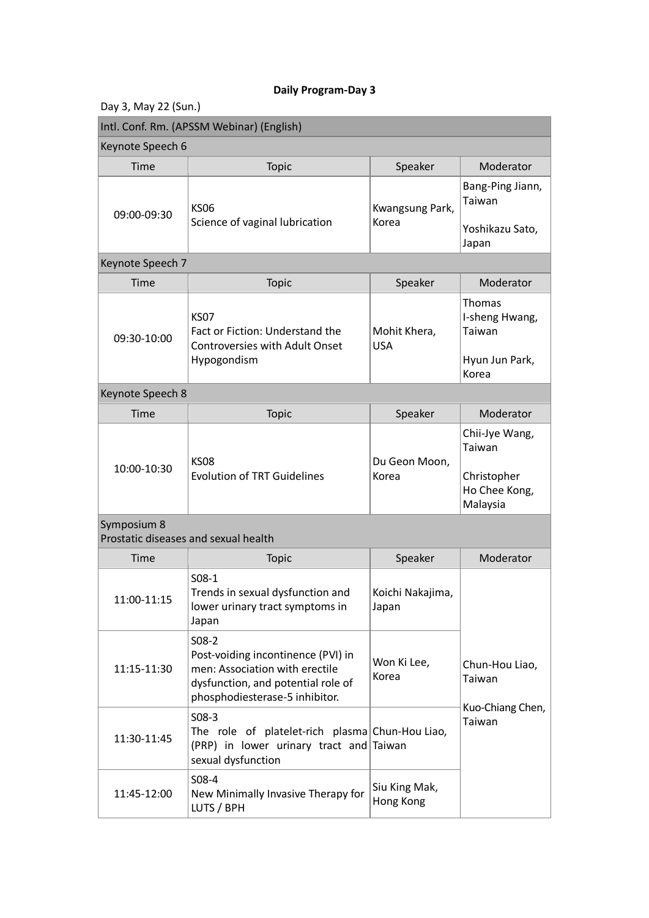**Daily Program-Day 3**

Day 3, May 22 (Sun.)

| Intl. Conf. Rm. (APSSM Webinar) (English) | | | |
|---|---|---|---|
| Keynote Speech 6 | | | |
| Time | Topic | Speaker | Moderator |
| 09:00-09:30 | KS06<br>Science of vaginal lubrication | Kwangsung Park, Korea | Bang-Ping Jiann, Taiwan<br><br>Yoshikazu Sato, Japan |
| Keynote Speech 7 | | | |
| Time | Topic | Speaker | Moderator |
| 09:30-10:00 | KS07<br>Fact or Fiction: Understand the Controversies with Adult Onset Hypogondism | Mohit Khera, USA | Thomas I-sheng Hwang, Taiwan<br><br>Hyun Jun Park, Korea |
| Keynote Speech 8 | | | |
| Time | Topic | Speaker | Moderator |
| 10:00-10:30 | KS08<br>Evolution of TRT Guidelines | Du Geon Moon, Korea | Chii-Jye Wang, Taiwan<br><br>Christopher Ho Chee Kong, Malaysia |
| Symposium 8<br>Prostatic diseases and sexual health | | | |
| Time | Topic | Speaker | Moderator |
| 11:00-11:15 | S08-1<br>Trends in sexual dysfunction and lower urinary tract symptoms in Japan | Koichi Nakajima, Japan | Chun-Hou Liao, Taiwan<br><br>Kuo-Chiang Chen, Taiwan |
| 11:15-11:30 | S08-2<br>Post-voiding incontinence (PVI) in men: Association with erectile dysfunction, and potential role of phosphodiesterase-5 inhibitor. | Won Ki Lee, Korea | |
| 11:30-11:45 | S08-3<br>The role of platelet-rich plasma (PRP) in lower urinary tract and sexual dysfunction | Chun-Hou Liao, Taiwan | |
| 11:45-12:00 | S08-4<br>New Minimally Invasive Therapy for LUTS / BPH | Siu King Mak, Hong Kong | |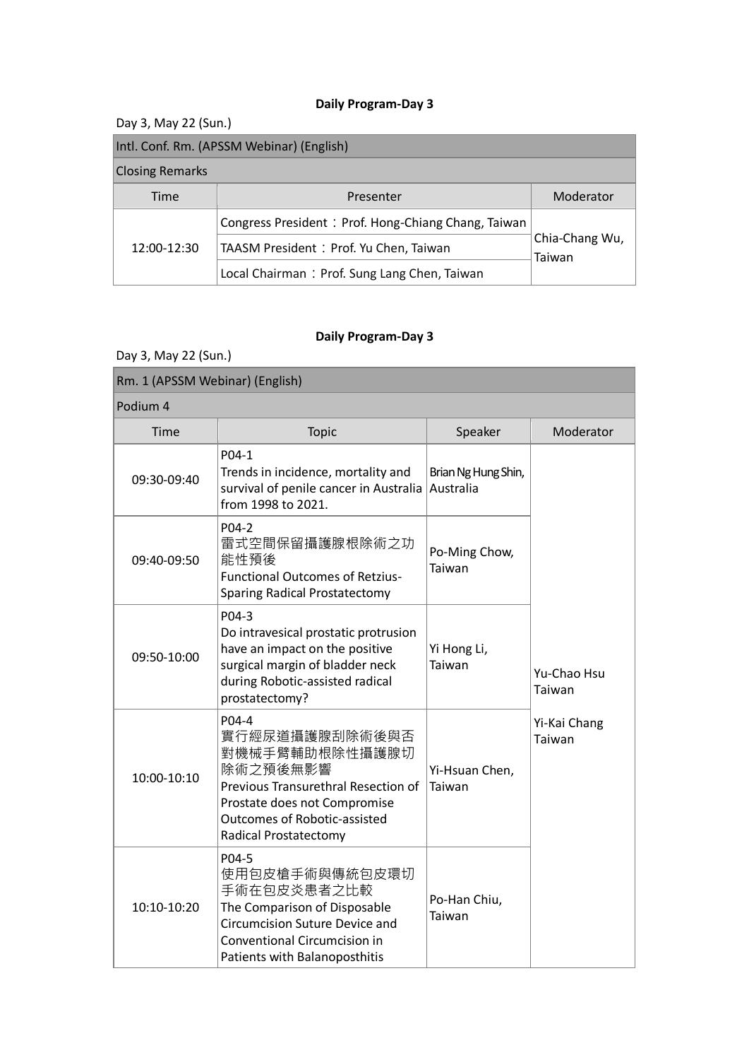**Daily Program-Day 3**

Day 3, May 22 (Sun.)

| Intl. Conf. Rm. (APSSM Webinar) (English) | | |
|---|---|---|
| Closing Remarks | | |
| Time | Presenter | Moderator |
| 12:00-12:30 | Congress President：Prof. Hong-Chiang Chang, Taiwan | Chia-Chang Wu, Taiwan |
| | TAASM President：Prof. Yu Chen, Taiwan | |
| | Local Chairman：Prof. Sung Lang Chen, Taiwan | |

**Daily Program-Day 3**

Day 3, May 22 (Sun.)

| Rm. 1 (APSSM Webinar) (English) | | | |
|---|---|---|---|
| Podium 4 | | | |
| Time | Topic | Speaker | Moderator |
| 09:30-09:40 | P04-1<br>Trends in incidence, mortality and survival of penile cancer in Australia from 1998 to 2021. | Brian Ng Hung Shin, Australia | Yu-Chao Hsu Taiwan<br><br>Yi-Kai Chang Taiwan |
| 09:40-09:50 | P04-2<br>雷式空間保留攝護腺根除術之功能性預後<br>Functional Outcomes of Retzius-Sparing Radical Prostatectomy | Po-Ming Chow, Taiwan | |
| 09:50-10:00 | P04-3<br>Do intravesical prostatic protrusion have an impact on the positive surgical margin of bladder neck during Robotic-assisted radical prostatectomy? | Yi Hong Li, Taiwan | |
| 10:00-10:10 | P04-4<br>實行經尿道攝護腺刮除術後與否對機械手臂輔助根除性攝護腺切除術之預後無影響<br>Previous Transurethral Resection of Prostate does not Compromise Outcomes of Robotic-assisted Radical Prostatectomy | Yi-Hsuan Chen, Taiwan | |
| 10:10-10:20 | P04-5<br>使用包皮槍手術與傳統包皮環切手術在包皮炎患者之比較<br>The Comparison of Disposable Circumcision Suture Device and Conventional Circumcision in Patients with Balanoposthitis | Po-Han Chiu, Taiwan | |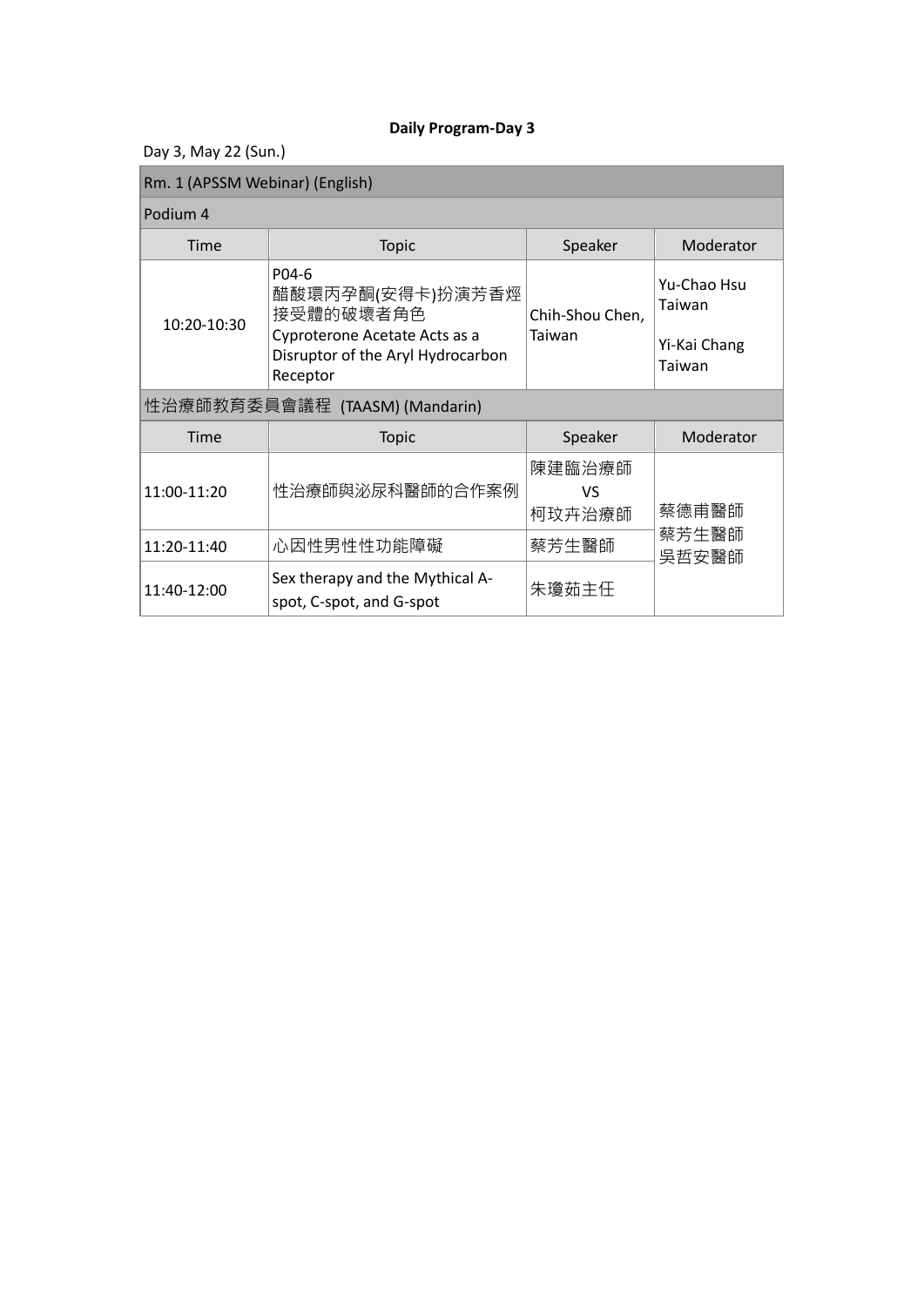**Daily Program-Day 3**

Day 3, May 22 (Sun.)

| Rm. 1 (APSSM Webinar) (English) | | | |
|---|---|---|---|
| Podium 4 | | | |
| Time | Topic | Speaker | Moderator |
| 10:20-10:30 | P04-6<br>醋酸環丙孕酮(安得卡)扮演芳香烴接受體的破壞者角色<br>Cyproterone Acetate Acts as a Disruptor of the Aryl Hydrocarbon Receptor | Chih-Shou Chen, Taiwan | Yu-Chao Hsu Taiwan<br><br>Yi-Kai Chang Taiwan |

| 性治療師教育委員會議程 (TAASM) (Mandarin) | | | |
|---|---|---|---|
| Time | Topic | Speaker | Moderator |
| 11:00-11:20 | 性治療師與泌尿科醫師的合作案例 | 陳建臨治療師<br>VS<br>柯玟卉治療師 | 蔡德甫醫師<br>蔡芳生醫師<br>吳哲安醫師 |
| 11:20-11:40 | 心因性男性性功能障礙 | 蔡芳生醫師 | |
| 11:40-12:00 | Sex therapy and the Mythical A-spot, C-spot, and G-spot | 朱瓊茹主任 | |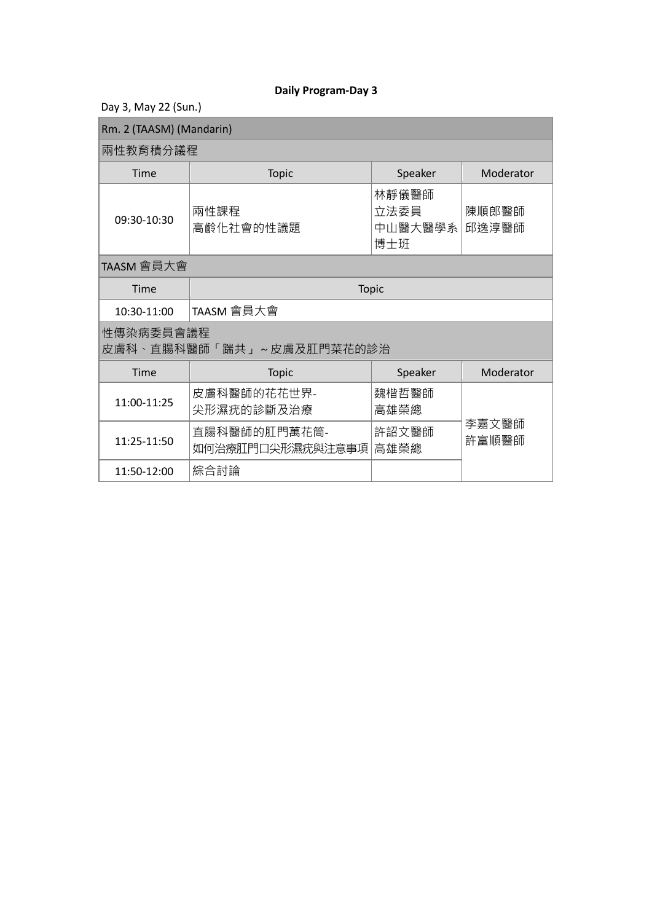**Daily Program-Day 3**

Day 3, May 22 (Sun.)

| Rm. 2 (TAASM) (Mandarin) | | | |
|---|---|---|---|
| 兩性教育積分議程 | | | |
| Time | Topic | Speaker | Moderator |
| 09:30-10:30 | 兩性課程<br>高齡化社會的性議題 | 林靜儀醫師<br>立法委員<br>中山醫大醫學系博士班 | 陳順郎醫師<br>邱逸淳醫師 |
| TAASM 會員大會 | | | |
| Time | Topic | | |
| 10:30-11:00 | TAASM 會員大會 | | |
| 性傳染病委員會議程<br>皮膚科、直腸科醫師「踹共」～皮膚及肛門菜花的診治 | | | |
| Time | Topic | Speaker | Moderator |
| 11:00-11:25 | 皮膚科醫師的花花世界-<br>尖形濕疣的診斷及治療 | 魏楷哲醫師<br>高雄榮總 | 李嘉文醫師<br>許富順醫師 |
| 11:25-11:50 | 直腸科醫師的肛門萬花筒-<br>如何治療肛門口尖形濕疣與注意事項 | 許詔文醫師<br>高雄榮總 | |
| 11:50-12:00 | 綜合討論 | | |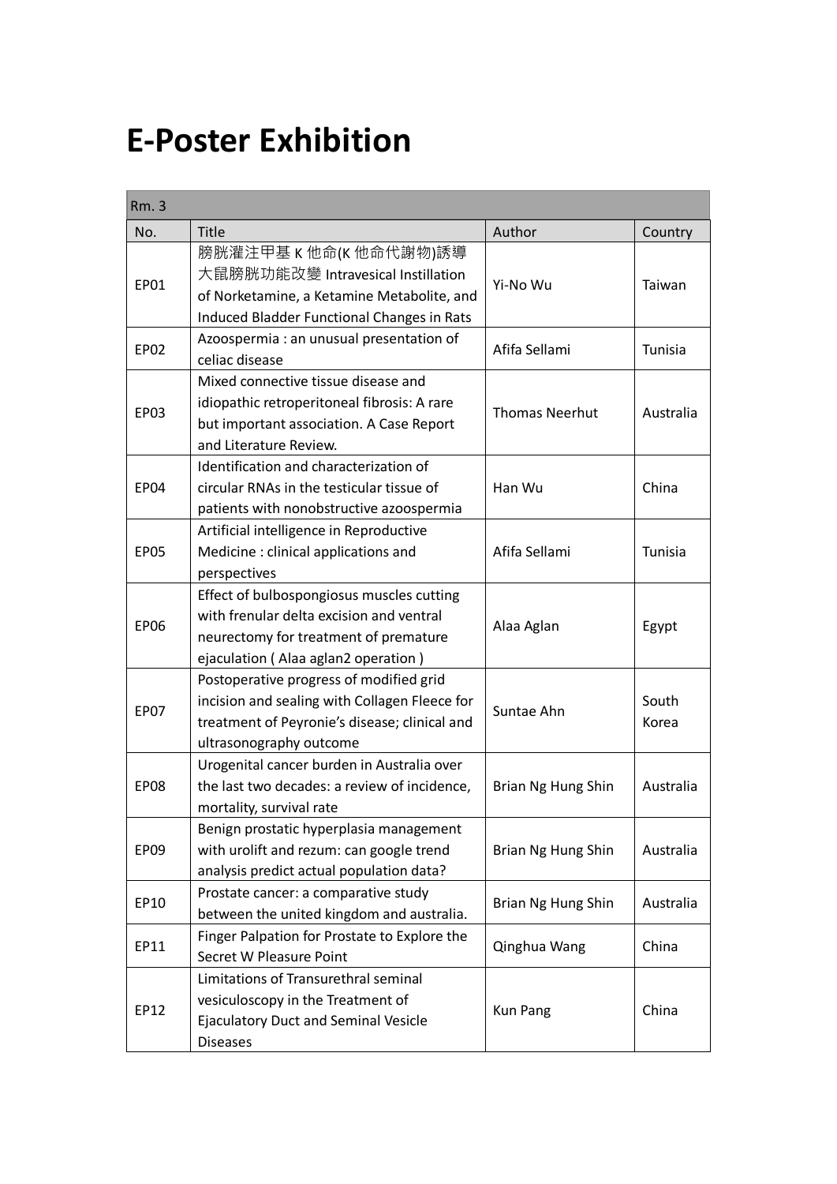# E-Poster Exhibition

| Rm. 3 | | | |
|---|---|---|---|
| No. | Title | Author | Country |
| EP01 | 膀胱灌注甲基 K 他命(K 他命代謝物)誘導大鼠膀胱功能改變 Intravesical Instillation of Norketamine, a Ketamine Metabolite, and Induced Bladder Functional Changes in Rats | Yi-No Wu | Taiwan |
| EP02 | Azoospermia : an unusual presentation of celiac disease | Afifa Sellami | Tunisia |
| EP03 | Mixed connective tissue disease and idiopathic retroperitoneal fibrosis: A rare but important association. A Case Report and Literature Review. | Thomas Neerhut | Australia |
| EP04 | Identification and characterization of circular RNAs in the testicular tissue of patients with nonobstructive azoospermia | Han Wu | China |
| EP05 | Artificial intelligence in Reproductive Medicine : clinical applications and perspectives | Afifa Sellami | Tunisia |
| EP06 | Effect of bulbospongiosus muscles cutting with frenular delta excision and ventral neurectomy for treatment of premature ejaculation ( Alaa aglan2 operation ) | Alaa Aglan | Egypt |
| EP07 | Postoperative progress of modified grid incision and sealing with Collagen Fleece for treatment of Peyronie's disease; clinical and ultrasonography outcome | Suntae Ahn | South Korea |
| EP08 | Urogenital cancer burden in Australia over the last two decades: a review of incidence, mortality, survival rate | Brian Ng Hung Shin | Australia |
| EP09 | Benign prostatic hyperplasia management with urolift and rezum: can google trend analysis predict actual population data? | Brian Ng Hung Shin | Australia |
| EP10 | Prostate cancer: a comparative study between the united kingdom and australia. | Brian Ng Hung Shin | Australia |
| EP11 | Finger Palpation for Prostate to Explore the Secret W Pleasure Point | Qinghua Wang | China |
| EP12 | Limitations of Transurethral seminal vesiculoscopy in the Treatment of Ejaculatory Duct and Seminal Vesicle Diseases | Kun Pang | China |